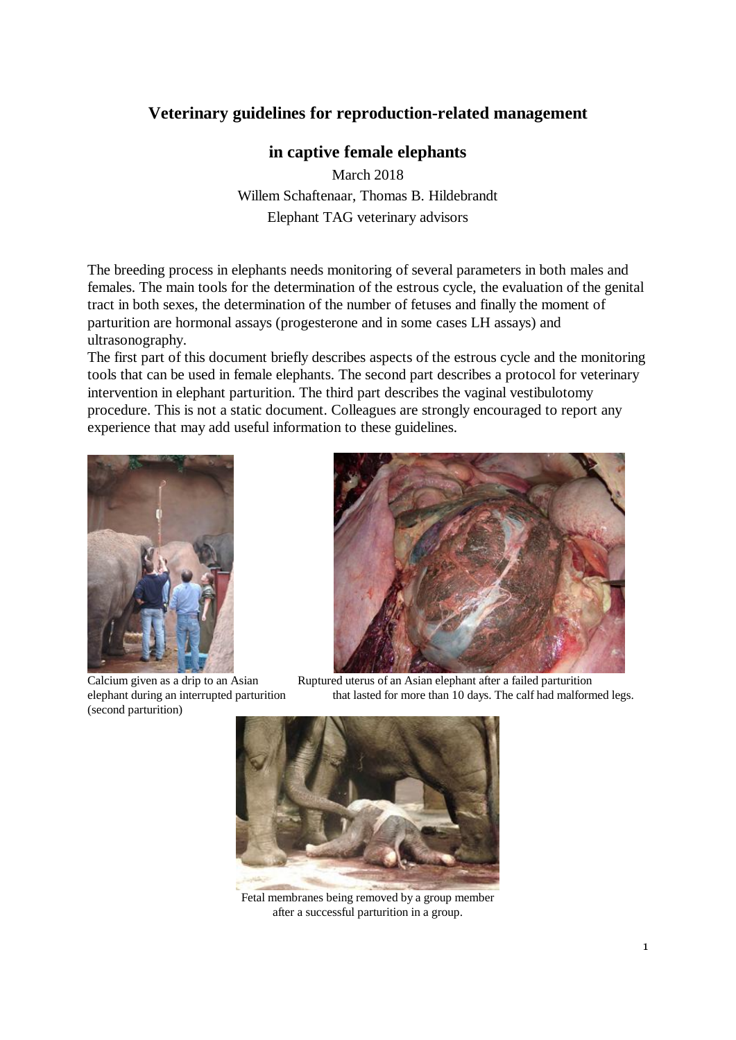# Veterinary guidelines for reproduction-related management in captive female elephants

March 2018

Willem Schaftenaar, Thomas B. Hildebrandt

Elephant TAG veterinary advisors

The breeding process in elephants needs monitoring of several parameters in both males and females. The main tools for the determination of the estrous cycle, the evaluation of the genital tract in both sexes, the determination of the number of fetuses and finally the moment of parturition are hormonal assays (progesterone and in some cases LH assays) and ultrasonography.

The first part of this document briefly describes aspects of the estrous cycle and the monitoring tools that can be used in female elephants. The second part describes a protocol for veterinary intervention in elephant parturition. The third part describes the vaginal vestibulotomy procedure. This is not a static document. Colleagues are strongly encouraged to report any experience that may add useful information to these guidelines.

Calcium given as a drip to an Asian elephant during an interrupted parturition (second parturition)

Ruptured uterus of an Asian elephant after a failed parturition that lasted for more than 10 days. The calf had malformed legs.

Fetal membranes being removed by a group member after a successful parturition in a group.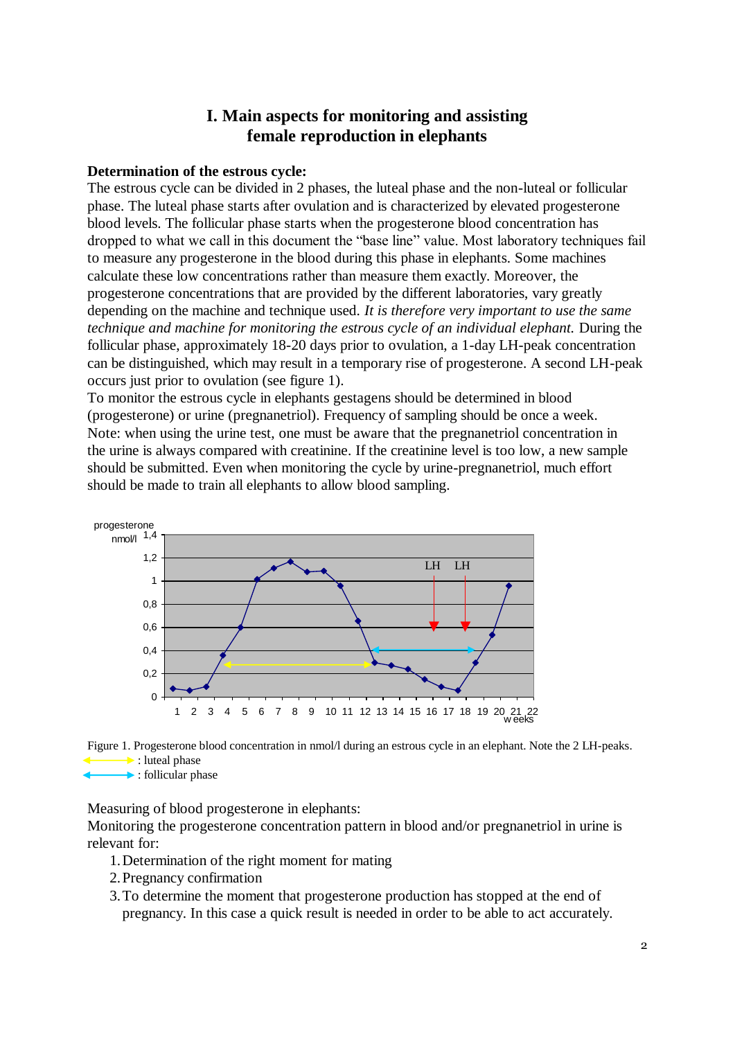# I. Main aspects for monitoring and assisting female reproduction in elephants

**Determination of the estrous cycle:**

The estrous cycle can be divided in 2 phases, the luteal phase and the non-luteal or follicular phase. The luteal phase starts after ovulation and is characterized by elevated progesterone blood levels. The follicular phase starts when the progesterone blood concentration has dropped to what we call in this document the "base line" value. Most laboratory techniques fail to measure any progesterone in the blood during this phase in elephants. Some machines calculate these low concentrations rather than measure them exactly. Moreover, the progesterone concentrations that are provided by the different laboratories, vary greatly depending on the machine and technique used. *It is therefore very important to use the same technique and machine for monitoring the estrous cycle of an individual elephant.* During the follicular phase, approximately 18-20 days prior to ovulation, a 1-day LH-peak concentration can be distinguished, which may result in a temporary rise of progesterone. A second LH-peak occurs just prior to ovulation (see figure 1).

To monitor the estrous cycle in elephants gestagens should be determined in blood (progesterone) or urine (pregnanetriol). Frequency of sampling should be once a week. Note: when using the urine test, one must be aware that the pregnanetriol concentration in the urine is always compared with creatinine. If the creatinine level is too low, a new sample should be submitted. Even when monitoring the cycle by urine-pregnanetriol, much effort should be made to train all elephants to allow blood sampling.

Figure 1. Progesterone blood concentration in nmol/l during an estrous cycle in an elephant. Note the 2 LH-peaks.
yellow arrow : luteal phase
blue arrow : follicular phase

Measuring of blood progesterone in elephants:

Monitoring the progesterone concentration pattern in blood and/or pregnanetriol in urine is relevant for:

1. Determination of the right moment for mating
2. Pregnancy confirmation
3. To determine the moment that progesterone production has stopped at the end of pregnancy. In this case a quick result is needed in order to be able to act accurately.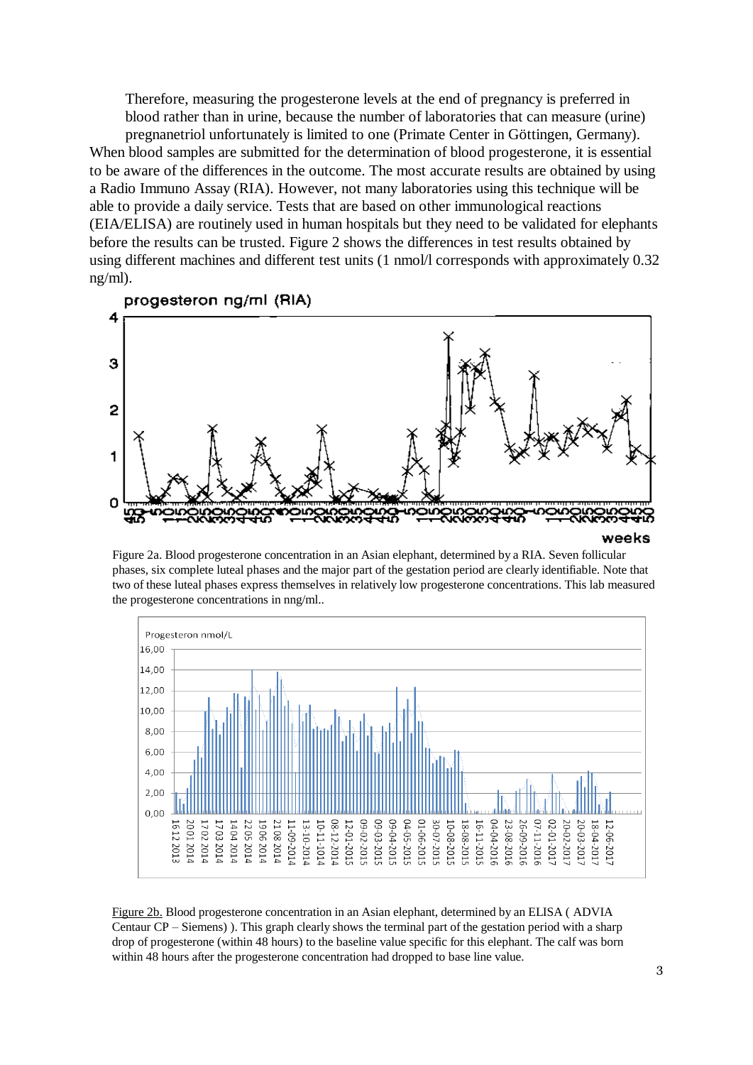Therefore, measuring the progesterone levels at the end of pregnancy is preferred in blood rather than in urine, because the number of laboratories that can measure (urine) pregnanetriol unfortunately is limited to one (Primate Center in Göttingen, Germany).

When blood samples are submitted for the determination of blood progesterone, it is essential to be aware of the differences in the outcome. The most accurate results are obtained by using a Radio Immuno Assay (RIA). However, not many laboratories using this technique will be able to provide a daily service. Tests that are based on other immunological reactions (EIA/ELISA) are routinely used in human hospitals but they need to be validated for elephants before the results can be trusted. Figure 2 shows the differences in test results obtained by using different machines and different test units (1 nmol/l corresponds with approximately 0.32 ng/ml).

Figure 2a. Blood progesterone concentration in an Asian elephant, determined by a RIA. Seven follicular phases, six complete luteal phases and the major part of the gestation period are clearly identifiable. Note that two of these luteal phases express themselves in relatively low progesterone concentrations. This lab measured the progesterone concentrations in nng/ml..

Figure 2b. Blood progesterone concentration in an Asian elephant, determined by an ELISA ( ADVIA Centaur CP – Siemens) ). This graph clearly shows the terminal part of the gestation period with a sharp drop of progesterone (within 48 hours) to the baseline value specific for this elephant. The calf was born within 48 hours after the progesterone concentration had dropped to base line value.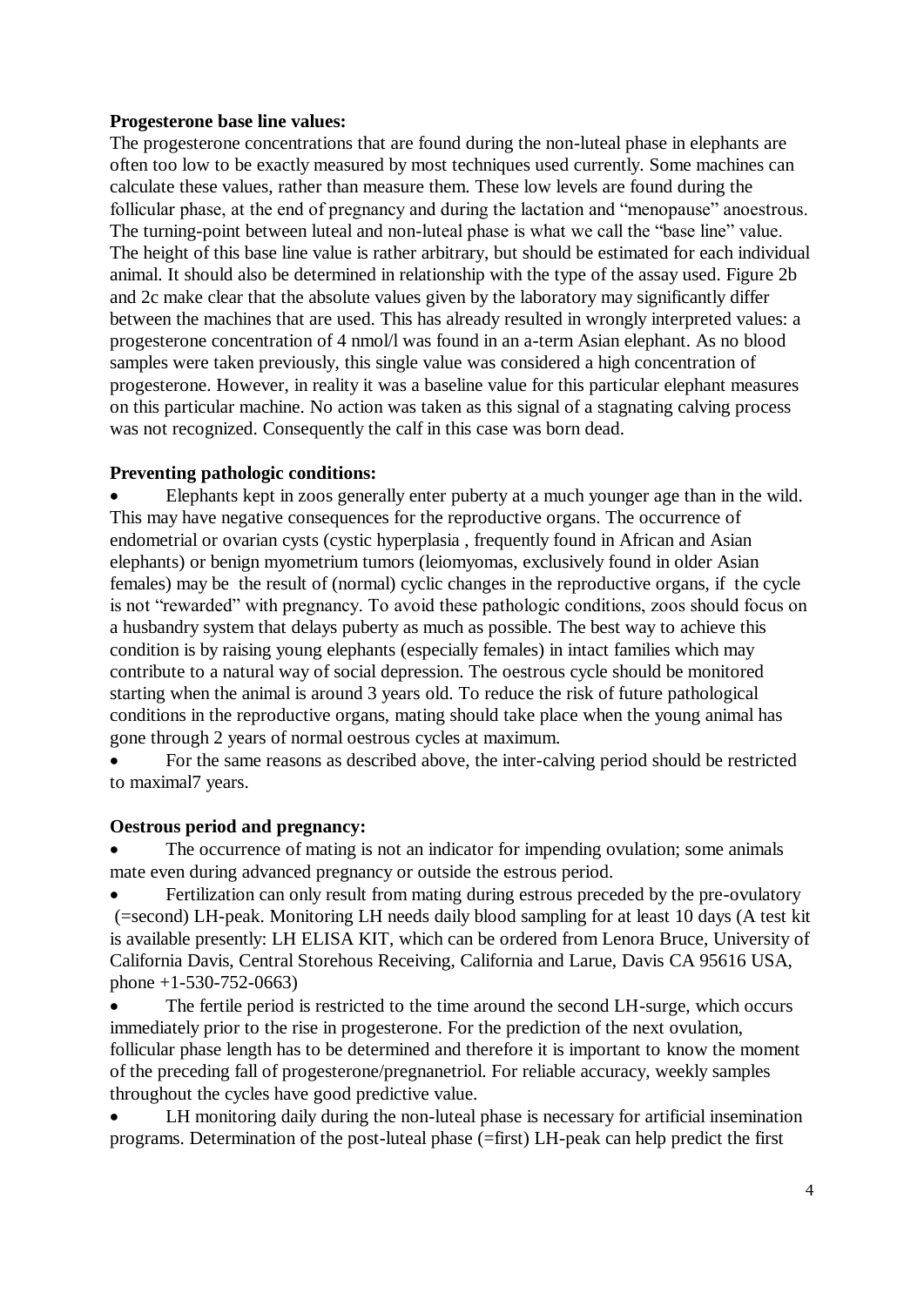**Progesterone base line values:**

The progesterone concentrations that are found during the non-luteal phase in elephants are often too low to be exactly measured by most techniques used currently. Some machines can calculate these values, rather than measure them. These low levels are found during the follicular phase, at the end of pregnancy and during the lactation and "menopause" anoestrous. The turning-point between luteal and non-luteal phase is what we call the "base line" value. The height of this base line value is rather arbitrary, but should be estimated for each individual animal. It should also be determined in relationship with the type of the assay used. Figure 2b and 2c make clear that the absolute values given by the laboratory may significantly differ between the machines that are used. This has already resulted in wrongly interpreted values: a progesterone concentration of 4 nmol/l was found in an a-term Asian elephant. As no blood samples were taken previously, this single value was considered a high concentration of progesterone. However, in reality it was a baseline value for this particular elephant measures on this particular machine. No action was taken as this signal of a stagnating calving process was not recognized. Consequently the calf in this case was born dead.

**Preventing pathologic conditions:**

- Elephants kept in zoos generally enter puberty at a much younger age than in the wild. This may have negative consequences for the reproductive organs. The occurrence of endometrial or ovarian cysts (cystic hyperplasia , frequently found in African and Asian elephants) or benign myometrium tumors (leiomyomas, exclusively found in older Asian females) may be the result of (normal) cyclic changes in the reproductive organs, if the cycle is not "rewarded" with pregnancy. To avoid these pathologic conditions, zoos should focus on a husbandry system that delays puberty as much as possible. The best way to achieve this condition is by raising young elephants (especially females) in intact families which may contribute to a natural way of social depression. The oestrous cycle should be monitored starting when the animal is around 3 years old. To reduce the risk of future pathological conditions in the reproductive organs, mating should take place when the young animal has gone through 2 years of normal oestrous cycles at maximum.
- For the same reasons as described above, the inter-calving period should be restricted to maximal7 years.

**Oestrous period and pregnancy:**

- The occurrence of mating is not an indicator for impending ovulation; some animals mate even during advanced pregnancy or outside the estrous period.
- Fertilization can only result from mating during estrous preceded by the pre-ovulatory (=second) LH-peak. Monitoring LH needs daily blood sampling for at least 10 days (A test kit is available presently: LH ELISA KIT, which can be ordered from Lenora Bruce, University of California Davis, Central Storehous Receiving, California and Larue, Davis CA 95616 USA, phone +1-530-752-0663)
- The fertile period is restricted to the time around the second LH-surge, which occurs immediately prior to the rise in progesterone. For the prediction of the next ovulation, follicular phase length has to be determined and therefore it is important to know the moment of the preceding fall of progesterone/pregnanetriol. For reliable accuracy, weekly samples throughout the cycles have good predictive value.
- LH monitoring daily during the non-luteal phase is necessary for artificial insemination programs. Determination of the post-luteal phase (=first) LH-peak can help predict the first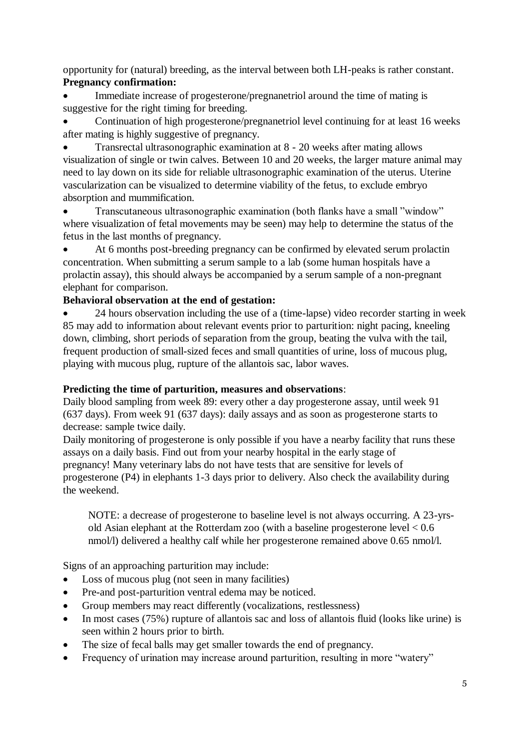opportunity for (natural) breeding, as the interval between both LH-peaks is rather constant.

**Pregnancy confirmation:**

- Immediate increase of progesterone/pregnanetriol around the time of mating is suggestive for the right timing for breeding.
- Continuation of high progesterone/pregnanetriol level continuing for at least 16 weeks after mating is highly suggestive of pregnancy.
- Transrectal ultrasonographic examination at 8 - 20 weeks after mating allows visualization of single or twin calves. Between 10 and 20 weeks, the larger mature animal may need to lay down on its side for reliable ultrasonographic examination of the uterus. Uterine vascularization can be visualized to determine viability of the fetus, to exclude embryo absorption and mummification.
- Transcutaneous ultrasonographic examination (both flanks have a small "window" where visualization of fetal movements may be seen) may help to determine the status of the fetus in the last months of pregnancy.
- At 6 months post-breeding pregnancy can be confirmed by elevated serum prolactin concentration. When submitting a serum sample to a lab (some human hospitals have a prolactin assay), this should always be accompanied by a serum sample of a non-pregnant elephant for comparison.

**Behavioral observation at the end of gestation:**

- 24 hours observation including the use of a (time-lapse) video recorder starting in week 85 may add to information about relevant events prior to parturition: night pacing, kneeling down, climbing, short periods of separation from the group, beating the vulva with the tail, frequent production of small-sized feces and small quantities of urine, loss of mucous plug, playing with mucous plug, rupture of the allantois sac, labor waves.

**Predicting the time of parturition, measures and observations**:

Daily blood sampling from week 89: every other a day progesterone assay, until week 91 (637 days). From week 91 (637 days): daily assays and as soon as progesterone starts to decrease: sample twice daily.

Daily monitoring of progesterone is only possible if you have a nearby facility that runs these assays on a daily basis. Find out from your nearby hospital in the early stage of pregnancy! Many veterinary labs do not have tests that are sensitive for levels of progesterone (P4) in elephants 1-3 days prior to delivery. Also check the availability during the weekend.

> NOTE: a decrease of progesterone to baseline level is not always occurring. A 23-yrs-old Asian elephant at the Rotterdam zoo (with a baseline progesterone level < 0.6 nmol/l) delivered a healthy calf while her progesterone remained above 0.65 nmol/l.

Signs of an approaching parturition may include:

- Loss of mucous plug (not seen in many facilities)
- Pre-and post-parturition ventral edema may be noticed.
- Group members may react differently (vocalizations, restlessness)
- In most cases (75%) rupture of allantois sac and loss of allantois fluid (looks like urine) is seen within 2 hours prior to birth.
- The size of fecal balls may get smaller towards the end of pregnancy.
- Frequency of urination may increase around parturition, resulting in more "watery"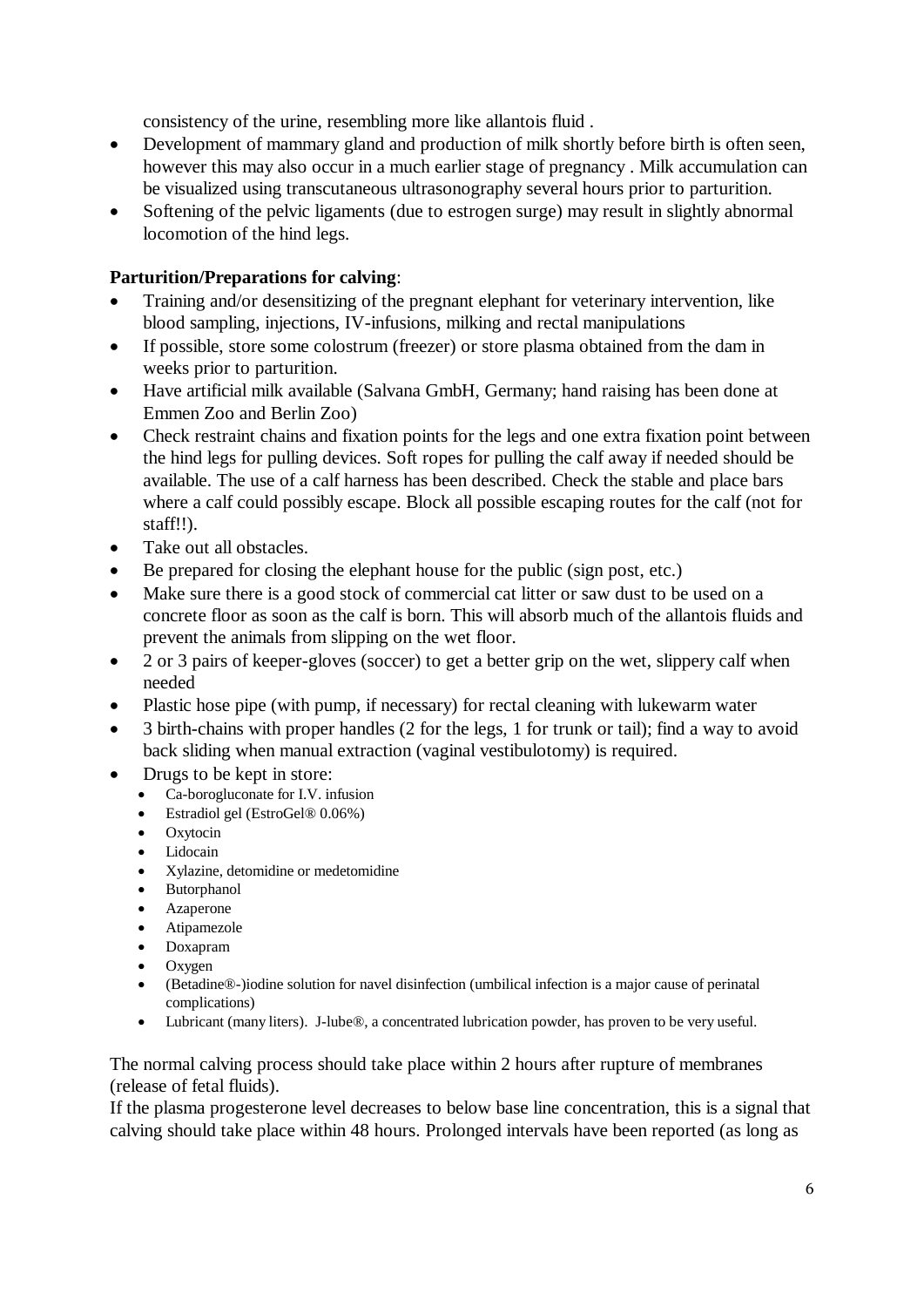consistency of the urine, resembling more like allantois fluid .

- Development of mammary gland and production of milk shortly before birth is often seen, however this may also occur in a much earlier stage of pregnancy . Milk accumulation can be visualized using transcutaneous ultrasonography several hours prior to parturition.
- Softening of the pelvic ligaments (due to estrogen surge) may result in slightly abnormal locomotion of the hind legs.

**Parturition/Preparations for calving**:

- Training and/or desensitizing of the pregnant elephant for veterinary intervention, like blood sampling, injections, IV-infusions, milking and rectal manipulations
- If possible, store some colostrum (freezer) or store plasma obtained from the dam in weeks prior to parturition.
- Have artificial milk available (Salvana GmbH, Germany; hand raising has been done at Emmen Zoo and Berlin Zoo)
- Check restraint chains and fixation points for the legs and one extra fixation point between the hind legs for pulling devices. Soft ropes for pulling the calf away if needed should be available. The use of a calf harness has been described. Check the stable and place bars where a calf could possibly escape. Block all possible escaping routes for the calf (not for staff!!).
- Take out all obstacles.
- Be prepared for closing the elephant house for the public (sign post, etc.)
- Make sure there is a good stock of commercial cat litter or saw dust to be used on a concrete floor as soon as the calf is born. This will absorb much of the allantois fluids and prevent the animals from slipping on the wet floor.
- 2 or 3 pairs of keeper-gloves (soccer) to get a better grip on the wet, slippery calf when needed
- Plastic hose pipe (with pump, if necessary) for rectal cleaning with lukewarm water
- 3 birth-chains with proper handles (2 for the legs, 1 for trunk or tail); find a way to avoid back sliding when manual extraction (vaginal vestibulotomy) is required.
- Drugs to be kept in store:
  - Ca-borogluconate for I.V. infusion
  - Estradiol gel (EstroGel® 0.06%)
  - Oxytocin
  - Lidocain
  - Xylazine, detomidine or medetomidine
  - Butorphanol
  - Azaperone
  - Atipamezole
  - Doxapram
  - Oxygen
  - (Betadine®-)iodine solution for navel disinfection (umbilical infection is a major cause of perinatal complications)
  - Lubricant (many liters). J-lube®, a concentrated lubrication powder, has proven to be very useful.

The normal calving process should take place within 2 hours after rupture of membranes (release of fetal fluids).

If the plasma progesterone level decreases to below base line concentration, this is a signal that calving should take place within 48 hours. Prolonged intervals have been reported (as long as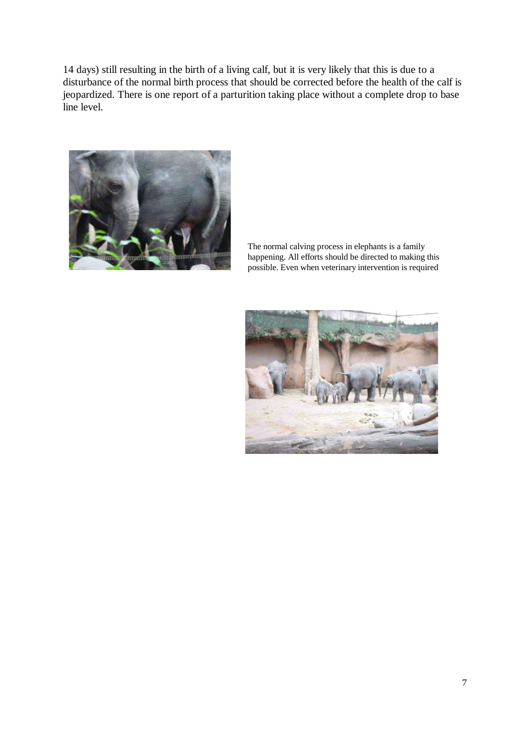14 days) still resulting in the birth of a living calf, but it is very likely that this is due to a disturbance of the normal birth process that should be corrected before the health of the calf is jeopardized. There is one report of a parturition taking place without a complete drop to base line level.

The normal calving process in elephants is a family happening. All efforts should be directed to making this possible. Even when veterinary intervention is required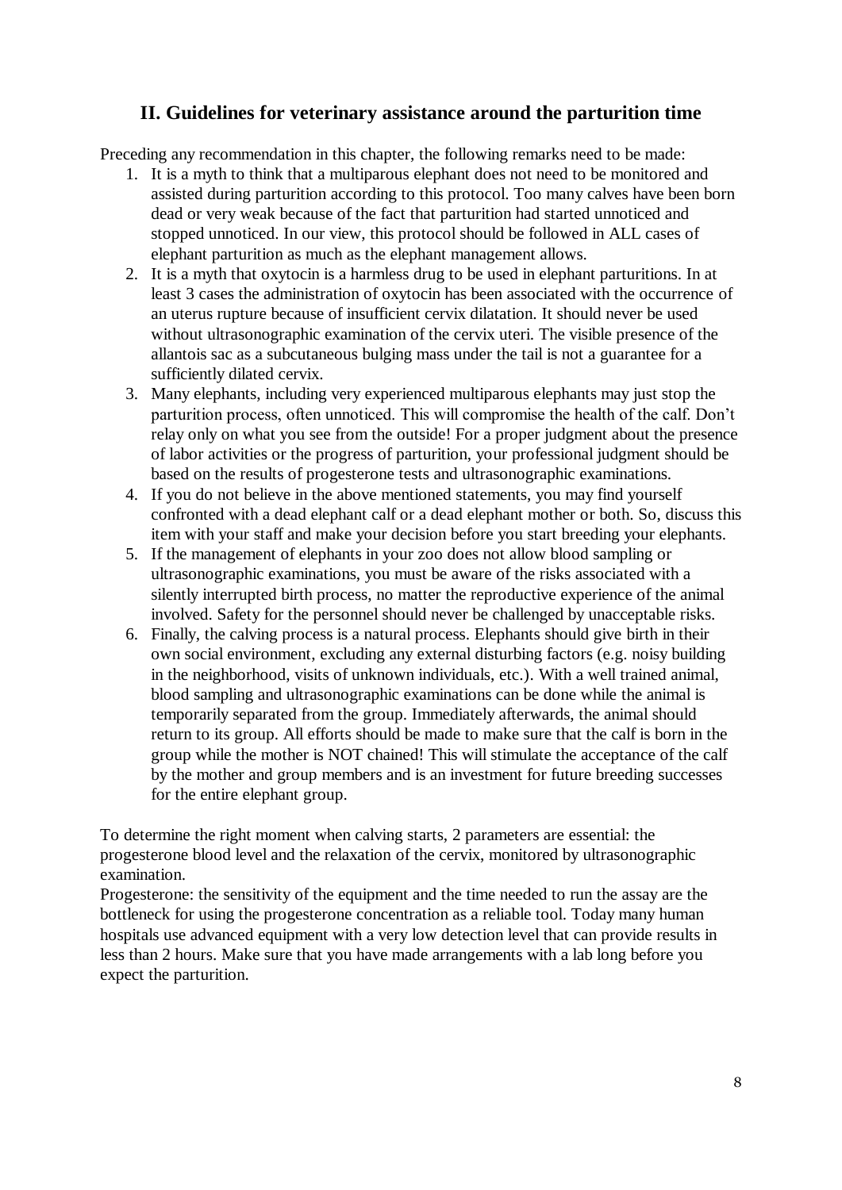## II. Guidelines for veterinary assistance around the parturition time

Preceding any recommendation in this chapter, the following remarks need to be made:

1. It is a myth to think that a multiparous elephant does not need to be monitored and assisted during parturition according to this protocol. Too many calves have been born dead or very weak because of the fact that parturition had started unnoticed and stopped unnoticed. In our view, this protocol should be followed in ALL cases of elephant parturition as much as the elephant management allows.
2. It is a myth that oxytocin is a harmless drug to be used in elephant parturitions. In at least 3 cases the administration of oxytocin has been associated with the occurrence of an uterus rupture because of insufficient cervix dilatation. It should never be used without ultrasonographic examination of the cervix uteri. The visible presence of the allantois sac as a subcutaneous bulging mass under the tail is not a guarantee for a sufficiently dilated cervix.
3. Many elephants, including very experienced multiparous elephants may just stop the parturition process, often unnoticed. This will compromise the health of the calf. Don't relay only on what you see from the outside! For a proper judgment about the presence of labor activities or the progress of parturition, your professional judgment should be based on the results of progesterone tests and ultrasonographic examinations.
4. If you do not believe in the above mentioned statements, you may find yourself confronted with a dead elephant calf or a dead elephant mother or both. So, discuss this item with your staff and make your decision before you start breeding your elephants.
5. If the management of elephants in your zoo does not allow blood sampling or ultrasonographic examinations, you must be aware of the risks associated with a silently interrupted birth process, no matter the reproductive experience of the animal involved. Safety for the personnel should never be challenged by unacceptable risks.
6. Finally, the calving process is a natural process. Elephants should give birth in their own social environment, excluding any external disturbing factors (e.g. noisy building in the neighborhood, visits of unknown individuals, etc.). With a well trained animal, blood sampling and ultrasonographic examinations can be done while the animal is temporarily separated from the group. Immediately afterwards, the animal should return to its group. All efforts should be made to make sure that the calf is born in the group while the mother is NOT chained! This will stimulate the acceptance of the calf by the mother and group members and is an investment for future breeding successes for the entire elephant group.

To determine the right moment when calving starts, 2 parameters are essential: the progesterone blood level and the relaxation of the cervix, monitored by ultrasonographic examination.

Progesterone: the sensitivity of the equipment and the time needed to run the assay are the bottleneck for using the progesterone concentration as a reliable tool. Today many human hospitals use advanced equipment with a very low detection level that can provide results in less than 2 hours. Make sure that you have made arrangements with a lab long before you expect the parturition.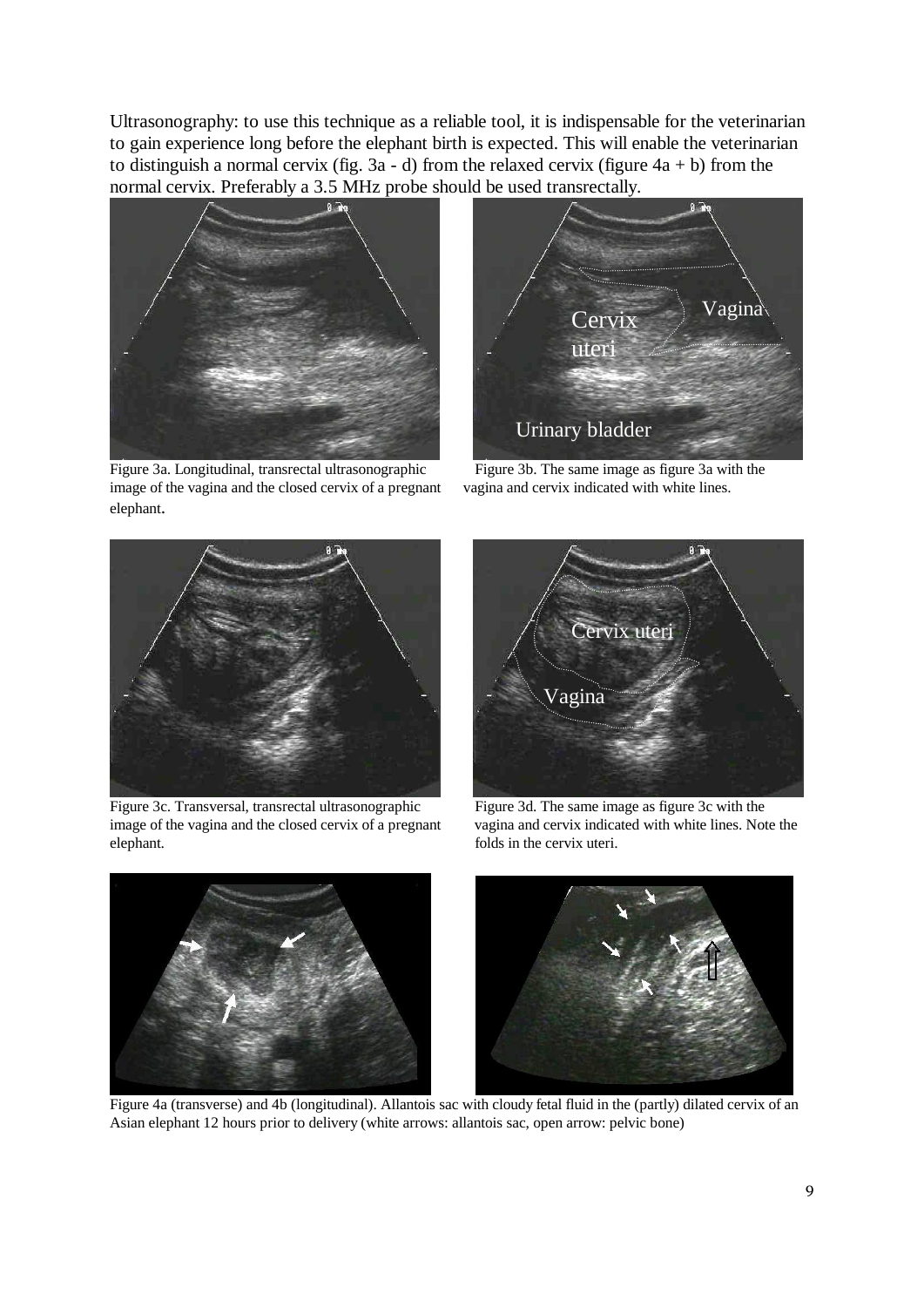Ultrasonography: to use this technique as a reliable tool, it is indispensable for the veterinarian to gain experience long before the elephant birth is expected. This will enable the veterinarian to distinguish a normal cervix (fig. 3a - d) from the relaxed cervix (figure 4a + b) from the normal cervix. Preferably a 3.5 MHz probe should be used transrectally.

Figure 3a. Longitudinal, transrectal ultrasonographic image of the vagina and the closed cervix of a pregnant elephant.

Figure 3b. The same image as figure 3a with the vagina and cervix indicated with white lines.

Figure 3c. Transversal, transrectal ultrasonographic image of the vagina and the closed cervix of a pregnant elephant.

Figure 3d. The same image as figure 3c with the vagina and cervix indicated with white lines. Note the folds in the cervix uteri.

Figure 4a (transverse) and 4b (longitudinal). Allantois sac with cloudy fetal fluid in the (partly) dilated cervix of an Asian elephant 12 hours prior to delivery (white arrows: allantois sac, open arrow: pelvic bone)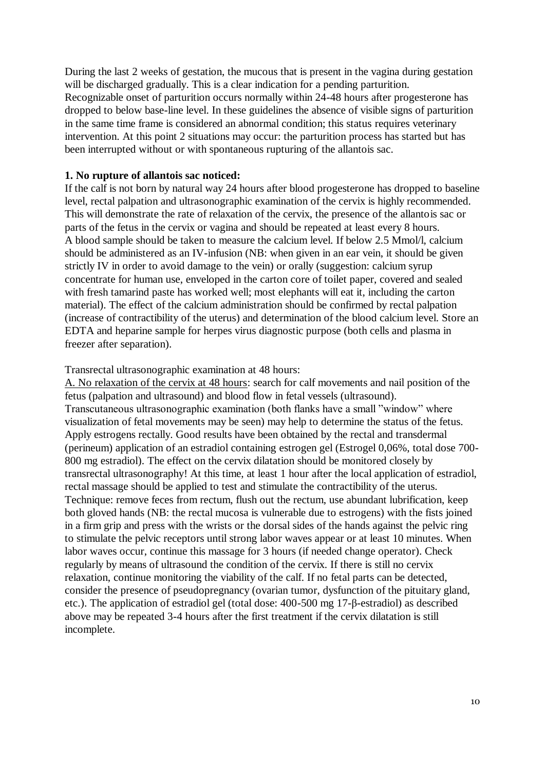During the last 2 weeks of gestation, the mucous that is present in the vagina during gestation will be discharged gradually. This is a clear indication for a pending parturition. Recognizable onset of parturition occurs normally within 24-48 hours after progesterone has dropped to below base-line level. In these guidelines the absence of visible signs of parturition in the same time frame is considered an abnormal condition; this status requires veterinary intervention. At this point 2 situations may occur: the parturition process has started but has been interrupted without or with spontaneous rupturing of the allantois sac.

**1. No rupture of allantois sac noticed:**

If the calf is not born by natural way 24 hours after blood progesterone has dropped to baseline level, rectal palpation and ultrasonographic examination of the cervix is highly recommended. This will demonstrate the rate of relaxation of the cervix, the presence of the allantois sac or parts of the fetus in the cervix or vagina and should be repeated at least every 8 hours. A blood sample should be taken to measure the calcium level. If below 2.5 Mmol/l, calcium should be administered as an IV-infusion (NB: when given in an ear vein, it should be given strictly IV in order to avoid damage to the vein) or orally (suggestion: calcium syrup concentrate for human use, enveloped in the carton core of toilet paper, covered and sealed with fresh tamarind paste has worked well; most elephants will eat it, including the carton material). The effect of the calcium administration should be confirmed by rectal palpation (increase of contractibility of the uterus) and determination of the blood calcium level. Store an EDTA and heparine sample for herpes virus diagnostic purpose (both cells and plasma in freezer after separation).

Transrectal ultrasonographic examination at 48 hours:

<u>A. No relaxation of the cervix at 48 hours</u>: search for calf movements and nail position of the fetus (palpation and ultrasound) and blood flow in fetal vessels (ultrasound). Transcutaneous ultrasonographic examination (both flanks have a small "window" where visualization of fetal movements may be seen) may help to determine the status of the fetus. Apply estrogens rectally. Good results have been obtained by the rectal and transdermal (perineum) application of an estradiol containing estrogen gel (Estrogel 0,06%, total dose 700-800 mg estradiol). The effect on the cervix dilatation should be monitored closely by transrectal ultrasonography! At this time, at least 1 hour after the local application of estradiol, rectal massage should be applied to test and stimulate the contractibility of the uterus. Technique: remove feces from rectum, flush out the rectum, use abundant lubrification, keep both gloved hands (NB: the rectal mucosa is vulnerable due to estrogens) with the fists joined in a firm grip and press with the wrists or the dorsal sides of the hands against the pelvic ring to stimulate the pelvic receptors until strong labor waves appear or at least 10 minutes. When labor waves occur, continue this massage for 3 hours (if needed change operator). Check regularly by means of ultrasound the condition of the cervix. If there is still no cervix relaxation, continue monitoring the viability of the calf. If no fetal parts can be detected, consider the presence of pseudopregnancy (ovarian tumor, dysfunction of the pituitary gland, etc.). The application of estradiol gel (total dose: 400-500 mg 17-β-estradiol) as described above may be repeated 3-4 hours after the first treatment if the cervix dilatation is still incomplete.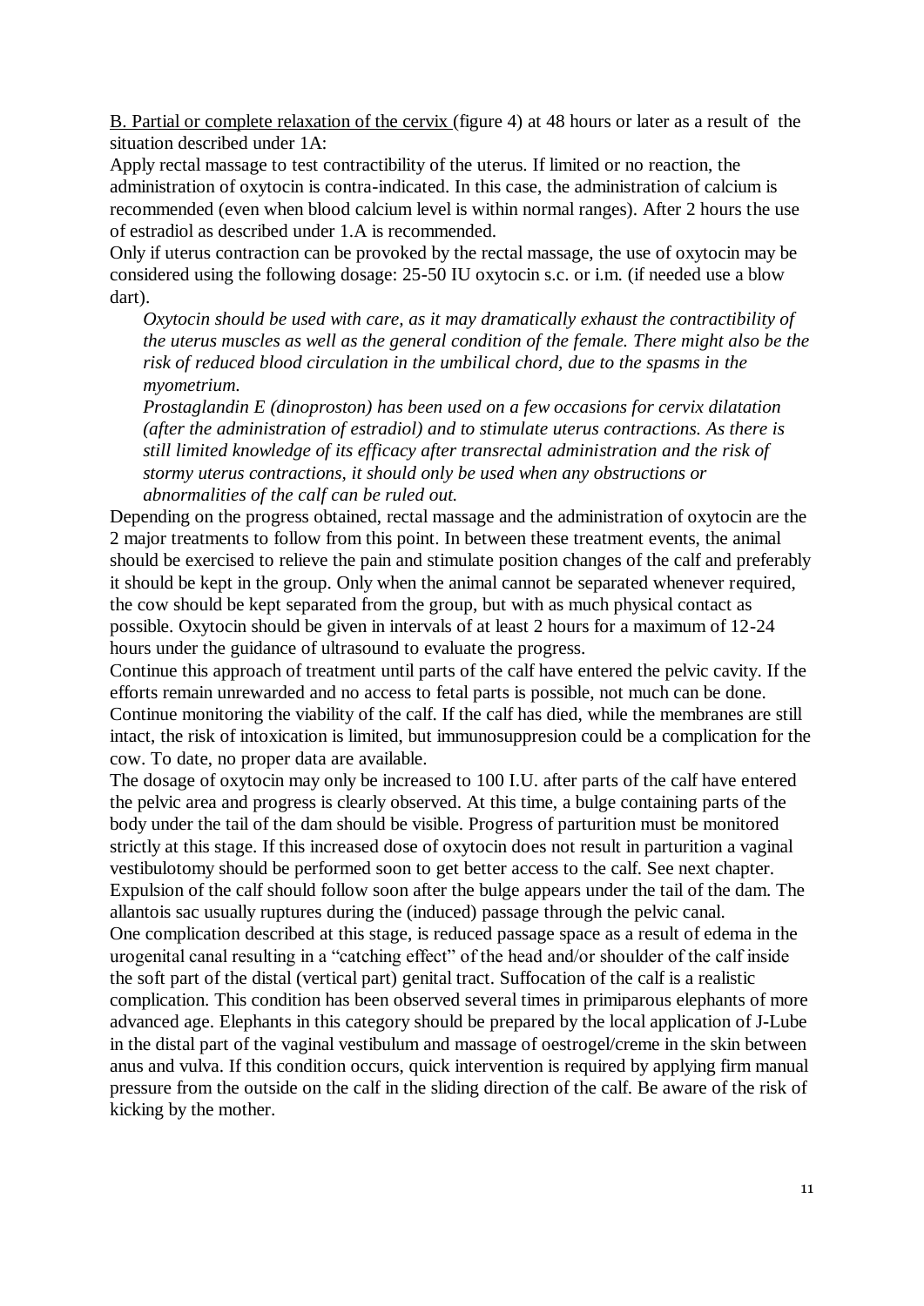<u>B. Partial or complete relaxation of the cervix</u> (figure 4) at 48 hours or later as a result of the situation described under 1A:

Apply rectal massage to test contractibility of the uterus. If limited or no reaction, the administration of oxytocin is contra-indicated. In this case, the administration of calcium is recommended (even when blood calcium level is within normal ranges). After 2 hours the use of estradiol as described under 1.A is recommended.

Only if uterus contraction can be provoked by the rectal massage, the use of oxytocin may be considered using the following dosage: 25-50 IU oxytocin s.c. or i.m. (if needed use a blow dart).

> *Oxytocin should be used with care, as it may dramatically exhaust the contractibility of the uterus muscles as well as the general condition of the female. There might also be the risk of reduced blood circulation in the umbilical chord, due to the spasms in the myometrium.*
>
> *Prostaglandin E (dinoproston) has been used on a few occasions for cervix dilatation (after the administration of estradiol) and to stimulate uterus contractions. As there is still limited knowledge of its efficacy after transrectal administration and the risk of stormy uterus contractions, it should only be used when any obstructions or abnormalities of the calf can be ruled out.*

Depending on the progress obtained, rectal massage and the administration of oxytocin are the 2 major treatments to follow from this point. In between these treatment events, the animal should be exercised to relieve the pain and stimulate position changes of the calf and preferably it should be kept in the group. Only when the animal cannot be separated whenever required, the cow should be kept separated from the group, but with as much physical contact as possible. Oxytocin should be given in intervals of at least 2 hours for a maximum of 12-24 hours under the guidance of ultrasound to evaluate the progress.

Continue this approach of treatment until parts of the calf have entered the pelvic cavity. If the efforts remain unrewarded and no access to fetal parts is possible, not much can be done. Continue monitoring the viability of the calf. If the calf has died, while the membranes are still intact, the risk of intoxication is limited, but immunosuppresion could be a complication for the cow. To date, no proper data are available.

The dosage of oxytocin may only be increased to 100 I.U. after parts of the calf have entered the pelvic area and progress is clearly observed. At this time, a bulge containing parts of the body under the tail of the dam should be visible. Progress of parturition must be monitored strictly at this stage. If this increased dose of oxytocin does not result in parturition a vaginal vestibulotomy should be performed soon to get better access to the calf. See next chapter.

Expulsion of the calf should follow soon after the bulge appears under the tail of the dam. The allantois sac usually ruptures during the (induced) passage through the pelvic canal.

One complication described at this stage, is reduced passage space as a result of edema in the urogenital canal resulting in a "catching effect" of the head and/or shoulder of the calf inside the soft part of the distal (vertical part) genital tract. Suffocation of the calf is a realistic complication. This condition has been observed several times in primiparous elephants of more advanced age. Elephants in this category should be prepared by the local application of J-Lube in the distal part of the vaginal vestibulum and massage of oestrogel/creme in the skin between anus and vulva. If this condition occurs, quick intervention is required by applying firm manual pressure from the outside on the calf in the sliding direction of the calf. Be aware of the risk of kicking by the mother.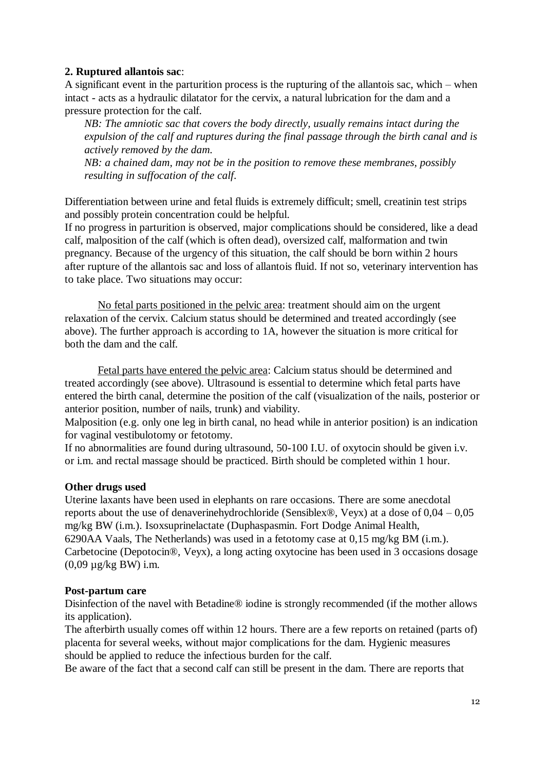**2. Ruptured allantois sac**:

A significant event in the parturition process is the rupturing of the allantois sac, which – when intact - acts as a hydraulic dilatator for the cervix, a natural lubrication for the dam and a pressure protection for the calf.

> *NB: The amniotic sac that covers the body directly, usually remains intact during the expulsion of the calf and ruptures during the final passage through the birth canal and is actively removed by the dam.*
>
> *NB: a chained dam, may not be in the position to remove these membranes, possibly resulting in suffocation of the calf.*

Differentiation between urine and fetal fluids is extremely difficult; smell, creatinin test strips and possibly protein concentration could be helpful.

If no progress in parturition is observed, major complications should be considered, like a dead calf, malposition of the calf (which is often dead), oversized calf, malformation and twin pregnancy. Because of the urgency of this situation, the calf should be born within 2 hours after rupture of the allantois sac and loss of allantois fluid. If not so, veterinary intervention has to take place. Two situations may occur:

<u>No fetal parts positioned in the pelvic area</u>: treatment should aim on the urgent relaxation of the cervix. Calcium status should be determined and treated accordingly (see above). The further approach is according to 1A, however the situation is more critical for both the dam and the calf.

<u>Fetal parts have entered the pelvic area</u>: Calcium status should be determined and treated accordingly (see above). Ultrasound is essential to determine which fetal parts have entered the birth canal, determine the position of the calf (visualization of the nails, posterior or anterior position, number of nails, trunk) and viability.

Malposition (e.g. only one leg in birth canal, no head while in anterior position) is an indication for vaginal vestibulotomy or fetotomy.

If no abnormalities are found during ultrasound, 50-100 I.U. of oxytocin should be given i.v. or i.m. and rectal massage should be practiced. Birth should be completed within 1 hour.

**Other drugs used**

Uterine laxants have been used in elephants on rare occasions. There are some anecdotal reports about the use of denaverinehydrochloride (Sensiblex®, Veyx) at a dose of 0,04 – 0,05 mg/kg BW (i.m.). Isoxsuprinelactate (Duphaspasmin. Fort Dodge Animal Health, 6290AA Vaals, The Netherlands) was used in a fetotomy case at 0,15 mg/kg BM (i.m.). Carbetocine (Depotocin®, Veyx), a long acting oxytocine has been used in 3 occasions dosage (0,09 µg/kg BW) i.m.

**Post-partum care**

Disinfection of the navel with Betadine® iodine is strongly recommended (if the mother allows its application).

The afterbirth usually comes off within 12 hours. There are a few reports on retained (parts of) placenta for several weeks, without major complications for the dam. Hygienic measures should be applied to reduce the infectious burden for the calf.

Be aware of the fact that a second calf can still be present in the dam. There are reports that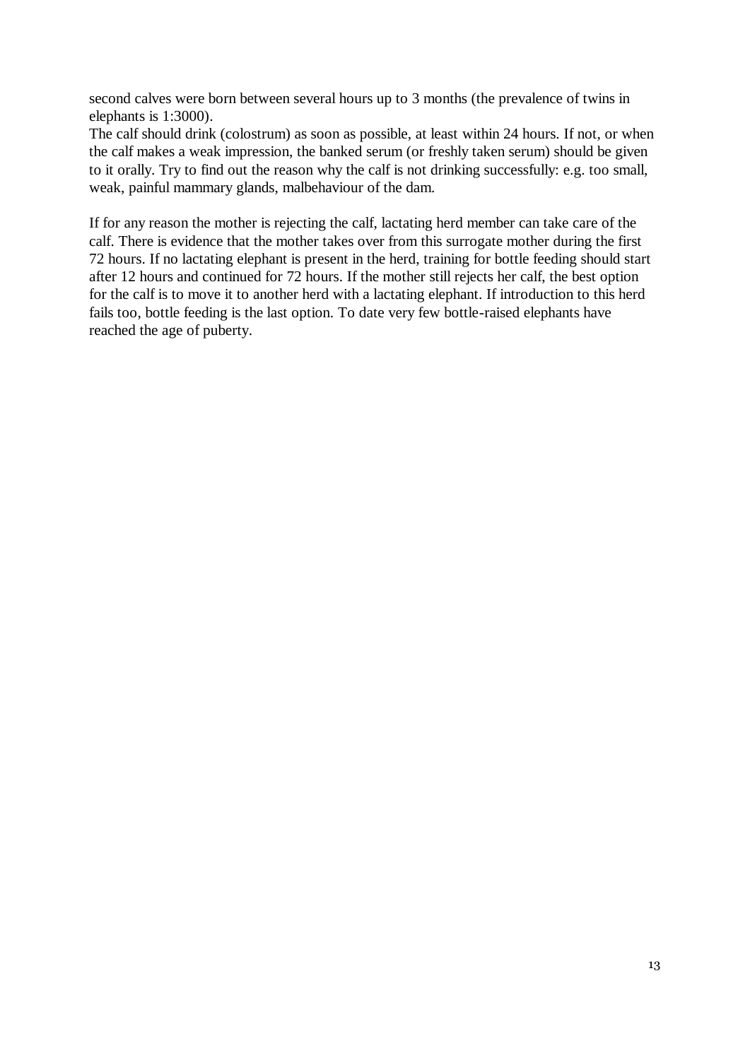second calves were born between several hours up to 3 months (the prevalence of twins in elephants is 1:3000).
The calf should drink (colostrum) as soon as possible, at least within 24 hours. If not, or when the calf makes a weak impression, the banked serum (or freshly taken serum) should be given to it orally. Try to find out the reason why the calf is not drinking successfully: e.g. too small, weak, painful mammary glands, malbehaviour of the dam.

If for any reason the mother is rejecting the calf, lactating herd member can take care of the calf. There is evidence that the mother takes over from this surrogate mother during the first 72 hours. If no lactating elephant is present in the herd, training for bottle feeding should start after 12 hours and continued for 72 hours. If the mother still rejects her calf, the best option for the calf is to move it to another herd with a lactating elephant. If introduction to this herd fails too, bottle feeding is the last option. To date very few bottle-raised elephants have reached the age of puberty.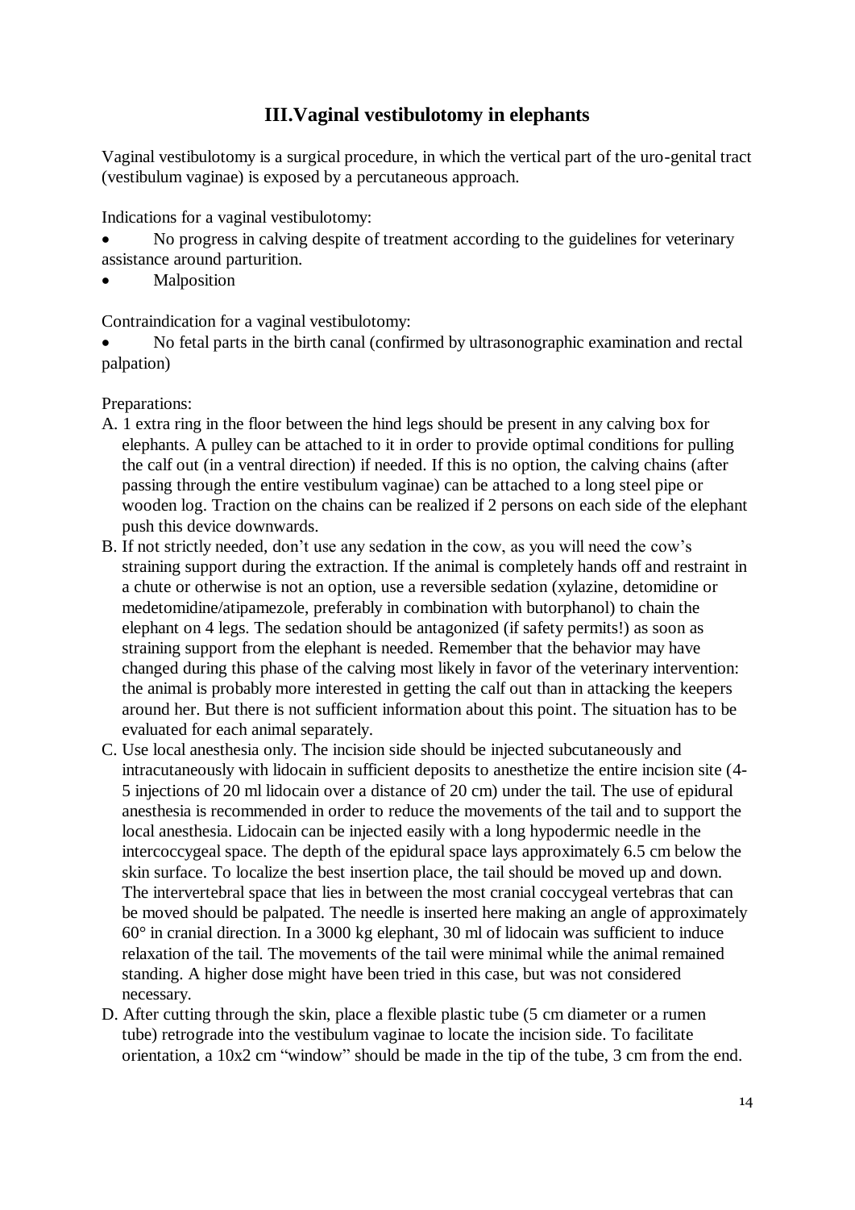## III.Vaginal vestibulotomy in elephants

Vaginal vestibulotomy is a surgical procedure, in which the vertical part of the uro-genital tract (vestibulum vaginae) is exposed by a percutaneous approach.

Indications for a vaginal vestibulotomy:

- No progress in calving despite of treatment according to the guidelines for veterinary assistance around parturition.
- Malposition

Contraindication for a vaginal vestibulotomy:

- No fetal parts in the birth canal (confirmed by ultrasonographic examination and rectal palpation)

Preparations:

A. 1 extra ring in the floor between the hind legs should be present in any calving box for elephants. A pulley can be attached to it in order to provide optimal conditions for pulling the calf out (in a ventral direction) if needed. If this is no option, the calving chains (after passing through the entire vestibulum vaginae) can be attached to a long steel pipe or wooden log. Traction on the chains can be realized if 2 persons on each side of the elephant push this device downwards.

B. If not strictly needed, don't use any sedation in the cow, as you will need the cow's straining support during the extraction. If the animal is completely hands off and restraint in a chute or otherwise is not an option, use a reversible sedation (xylazine, detomidine or medetomidine/atipamezole, preferably in combination with butorphanol) to chain the elephant on 4 legs. The sedation should be antagonized (if safety permits!) as soon as straining support from the elephant is needed. Remember that the behavior may have changed during this phase of the calving most likely in favor of the veterinary intervention: the animal is probably more interested in getting the calf out than in attacking the keepers around her. But there is not sufficient information about this point. The situation has to be evaluated for each animal separately.

C. Use local anesthesia only. The incision side should be injected subcutaneously and intracutaneously with lidocain in sufficient deposits to anesthetize the entire incision site (4-5 injections of 20 ml lidocain over a distance of 20 cm) under the tail. The use of epidural anesthesia is recommended in order to reduce the movements of the tail and to support the local anesthesia. Lidocain can be injected easily with a long hypodermic needle in the intercoccygeal space. The depth of the epidural space lays approximately 6.5 cm below the skin surface. To localize the best insertion place, the tail should be moved up and down. The intervertebral space that lies in between the most cranial coccygeal vertebras that can be moved should be palpated. The needle is inserted here making an angle of approximately 60° in cranial direction. In a 3000 kg elephant, 30 ml of lidocain was sufficient to induce relaxation of the tail. The movements of the tail were minimal while the animal remained standing. A higher dose might have been tried in this case, but was not considered necessary.

D. After cutting through the skin, place a flexible plastic tube (5 cm diameter or a rumen tube) retrograde into the vestibulum vaginae to locate the incision side. To facilitate orientation, a 10x2 cm "window" should be made in the tip of the tube, 3 cm from the end.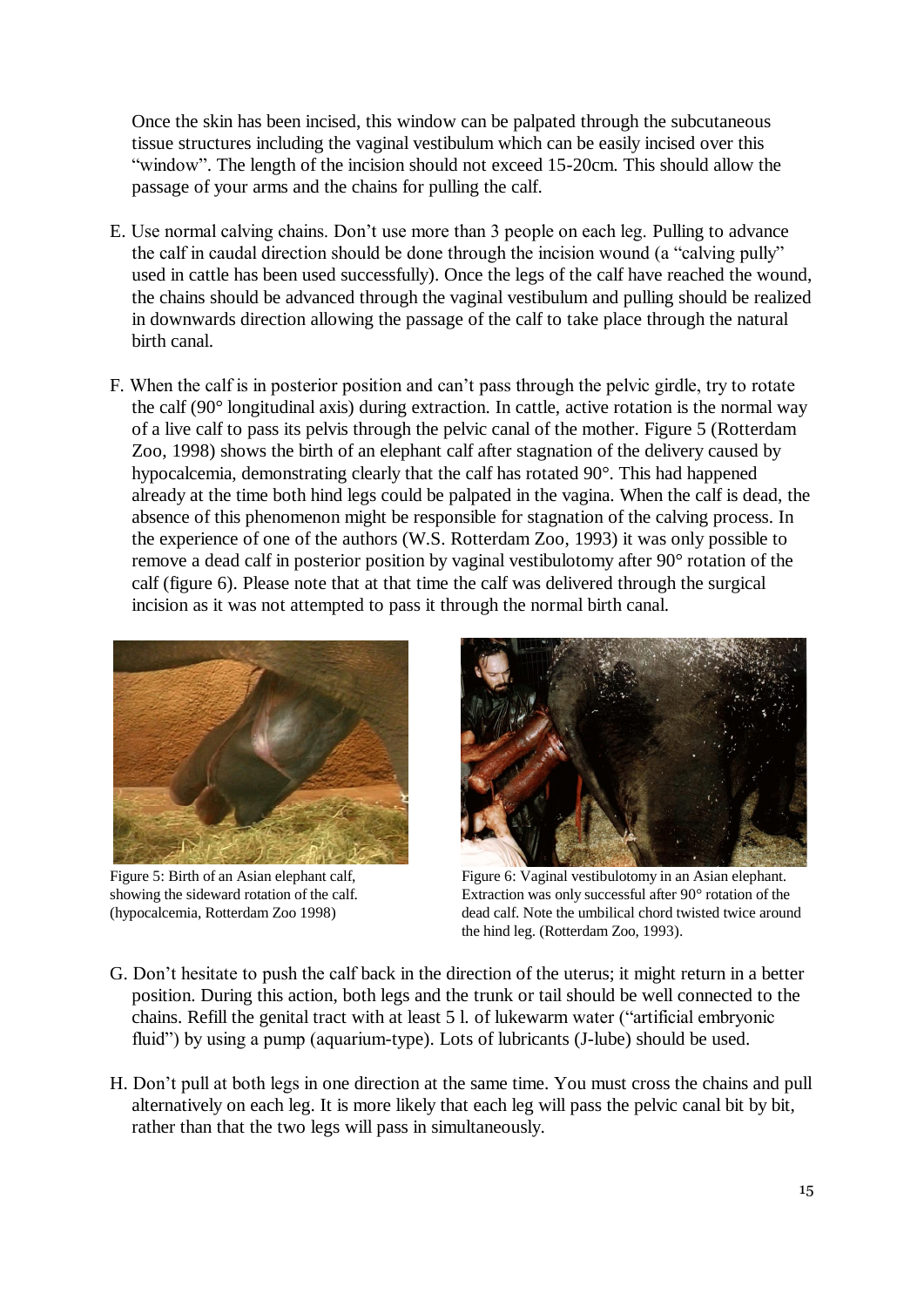Once the skin has been incised, this window can be palpated through the subcutaneous tissue structures including the vaginal vestibulum which can be easily incised over this "window". The length of the incision should not exceed 15-20cm. This should allow the passage of your arms and the chains for pulling the calf.

E. Use normal calving chains. Don't use more than 3 people on each leg. Pulling to advance the calf in caudal direction should be done through the incision wound (a "calving pully" used in cattle has been used successfully). Once the legs of the calf have reached the wound, the chains should be advanced through the vaginal vestibulum and pulling should be realized in downwards direction allowing the passage of the calf to take place through the natural birth canal.

F. When the calf is in posterior position and can't pass through the pelvic girdle, try to rotate the calf (90° longitudinal axis) during extraction. In cattle, active rotation is the normal way of a live calf to pass its pelvis through the pelvic canal of the mother. Figure 5 (Rotterdam Zoo, 1998) shows the birth of an elephant calf after stagnation of the delivery caused by hypocalcemia, demonstrating clearly that the calf has rotated 90°. This had happened already at the time both hind legs could be palpated in the vagina. When the calf is dead, the absence of this phenomenon might be responsible for stagnation of the calving process. In the experience of one of the authors (W.S. Rotterdam Zoo, 1993) it was only possible to remove a dead calf in posterior position by vaginal vestibulotomy after 90° rotation of the calf (figure 6). Please note that at that time the calf was delivered through the surgical incision as it was not attempted to pass it through the normal birth canal.

Figure 5: Birth of an Asian elephant calf, showing the sideward rotation of the calf. (hypocalcemia, Rotterdam Zoo 1998)

Figure 6: Vaginal vestibulotomy in an Asian elephant. Extraction was only successful after 90° rotation of the dead calf. Note the umbilical chord twisted twice around the hind leg. (Rotterdam Zoo, 1993).

G. Don't hesitate to push the calf back in the direction of the uterus; it might return in a better position. During this action, both legs and the trunk or tail should be well connected to the chains. Refill the genital tract with at least 5 l. of lukewarm water ("artificial embryonic fluid") by using a pump (aquarium-type). Lots of lubricants (J-lube) should be used.

H. Don't pull at both legs in one direction at the same time. You must cross the chains and pull alternatively on each leg. It is more likely that each leg will pass the pelvic canal bit by bit, rather than that the two legs will pass in simultaneously.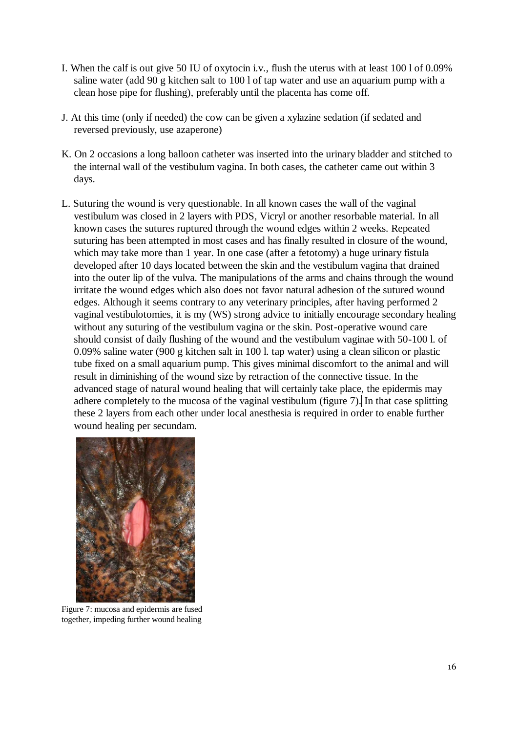I. When the calf is out give 50 IU of oxytocin i.v., flush the uterus with at least 100 l of 0.09% saline water (add 90 g kitchen salt to 100 l of tap water and use an aquarium pump with a clean hose pipe for flushing), preferably until the placenta has come off.

J. At this time (only if needed) the cow can be given a xylazine sedation (if sedated and reversed previously, use azaperone)

K. On 2 occasions a long balloon catheter was inserted into the urinary bladder and stitched to the internal wall of the vestibulum vagina. In both cases, the catheter came out within 3 days.

L. Suturing the wound is very questionable. In all known cases the wall of the vaginal vestibulum was closed in 2 layers with PDS, Vicryl or another resorbable material. In all known cases the sutures ruptured through the wound edges within 2 weeks. Repeated suturing has been attempted in most cases and has finally resulted in closure of the wound, which may take more than 1 year. In one case (after a fetotomy) a huge urinary fistula developed after 10 days located between the skin and the vestibulum vagina that drained into the outer lip of the vulva. The manipulations of the arms and chains through the wound irritate the wound edges which also does not favor natural adhesion of the sutured wound edges. Although it seems contrary to any veterinary principles, after having performed 2 vaginal vestibulotomies, it is my (WS) strong advice to initially encourage secondary healing without any suturing of the vestibulum vagina or the skin. Post-operative wound care should consist of daily flushing of the wound and the vestibulum vaginae with 50-100 l. of 0.09% saline water (900 g kitchen salt in 100 l. tap water) using a clean silicon or plastic tube fixed on a small aquarium pump. This gives minimal discomfort to the animal and will result in diminishing of the wound size by retraction of the connective tissue. In the advanced stage of natural wound healing that will certainly take place, the epidermis may adhere completely to the mucosa of the vaginal vestibulum (figure 7). In that case splitting these 2 layers from each other under local anesthesia is required in order to enable further wound healing per secundam.

Figure 7: mucosa and epidermis are fused together, impeding further wound healing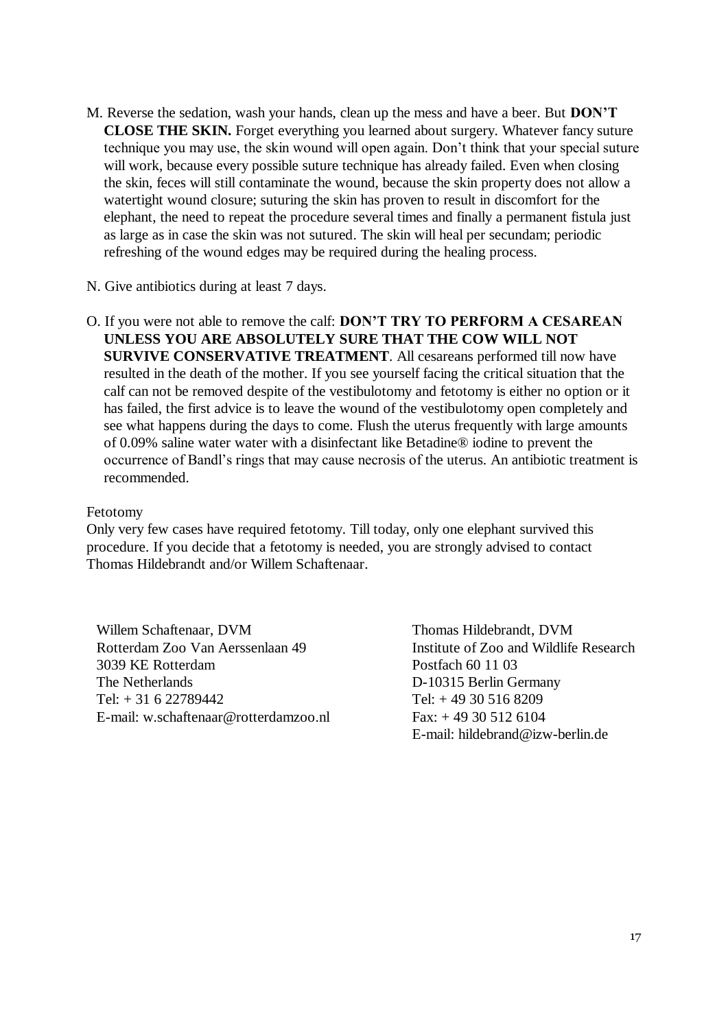M. Reverse the sedation, wash your hands, clean up the mess and have a beer. But **DON'T CLOSE THE SKIN.** Forget everything you learned about surgery. Whatever fancy suture technique you may use, the skin wound will open again. Don't think that your special suture will work, because every possible suture technique has already failed. Even when closing the skin, feces will still contaminate the wound, because the skin property does not allow a watertight wound closure; suturing the skin has proven to result in discomfort for the elephant, the need to repeat the procedure several times and finally a permanent fistula just as large as in case the skin was not sutured. The skin will heal per secundam; periodic refreshing of the wound edges may be required during the healing process.

N. Give antibiotics during at least 7 days.

O. If you were not able to remove the calf: **DON'T TRY TO PERFORM A CESAREAN UNLESS YOU ARE ABSOLUTELY SURE THAT THE COW WILL NOT SURVIVE CONSERVATIVE TREATMENT**. All cesareans performed till now have resulted in the death of the mother. If you see yourself facing the critical situation that the calf can not be removed despite of the vestibulotomy and fetotomy is either no option or it has failed, the first advice is to leave the wound of the vestibulotomy open completely and see what happens during the days to come. Flush the uterus frequently with large amounts of 0.09% saline water water with a disinfectant like Betadine® iodine to prevent the occurrence of Bandl's rings that may cause necrosis of the uterus. An antibiotic treatment is recommended.

Fetotomy

Only very few cases have required fetotomy. Till today, only one elephant survived this procedure. If you decide that a fetotomy is needed, you are strongly advised to contact Thomas Hildebrandt and/or Willem Schaftenaar.

Willem Schaftenaar, DVM
Rotterdam Zoo Van Aerssenlaan 49
3039 KE Rotterdam
The Netherlands
Tel: + 31 6 22789442
E-mail: w.schaftenaar@rotterdamzoo.nl

Thomas Hildebrandt, DVM
Institute of Zoo and Wildlife Research
Postfach 60 11 03
D-10315 Berlin Germany
Tel: + 49 30 516 8209
Fax: + 49 30 512 6104
E-mail: hildebrand@izw-berlin.de